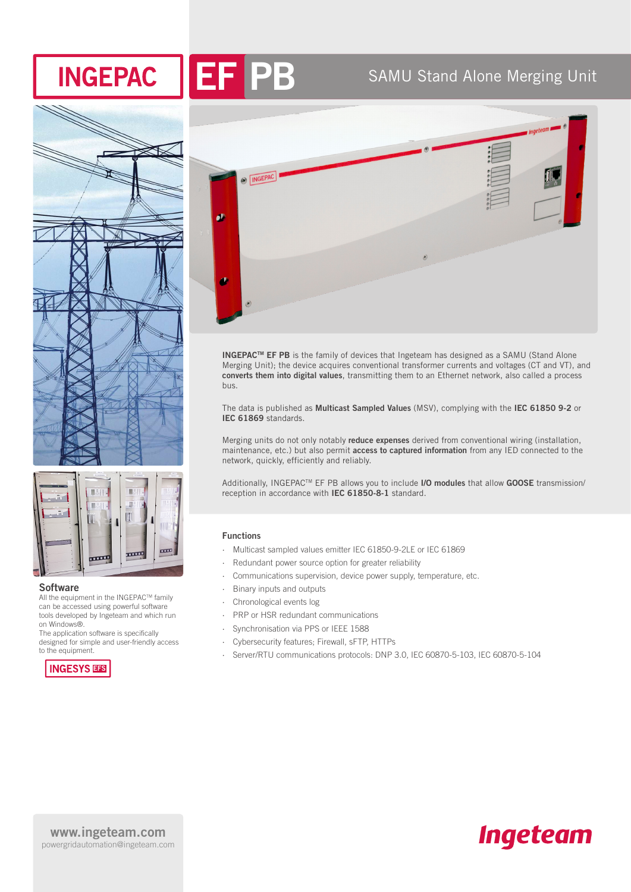# INGEPAC EF PB

## SAMU Stand Alone Merging Unit

**INGEPAC™ EF PB** is the family of devices that Ingeteam has designed as a SAMU (Stand Alone Merging Unit); the device acquires conventional transformer currents and voltages (CT and VT), and **converts them into digital values**, transmitting them to an Ethernet network, also called a process bus.

The data is published as **Multicast Sampled Values** (MSV), complying with the **IEC 61850 9-2** or **IEC 61869** standards.

Merging units do not only notably **reduce expenses** derived from conventional wiring (installation, maintenance, etc.) but also permit **access to captured information** from any IED connected to the network, quickly, efficiently and reliably.

Additionally, INGEPAC™ EF PB allows you to include **I/O modules** that allow **GOOSE** transmission/reception in accordance with **IEC 61850-8-1** standard.

### Functions

- Multicast sampled values emitter IEC 61850-9-2LE or IEC 61869
- Redundant power source option for greater reliability
- Communications supervision, device power supply, temperature, etc.
- Binary inputs and outputs
- Chronological events log
- PRP or HSR redundant communications
- Synchronisation via PPS or IEEE 1588
- Cybersecurity features; Firewall, sFTP, HTTPs
- Server/RTU communications protocols: DNP 3.0, IEC 60870-5-103, IEC 60870-5-104

### Software

All the equipment in the INGEPAC™ family can be accessed using powerful software tools developed by Ingeteam and which run on Windows®.
The application software is specifically designed for simple and user-friendly access to the equipment.

INGESYS EFS

www.ingeteam.com
powergridautomation@ingeteam.com

Ingeteam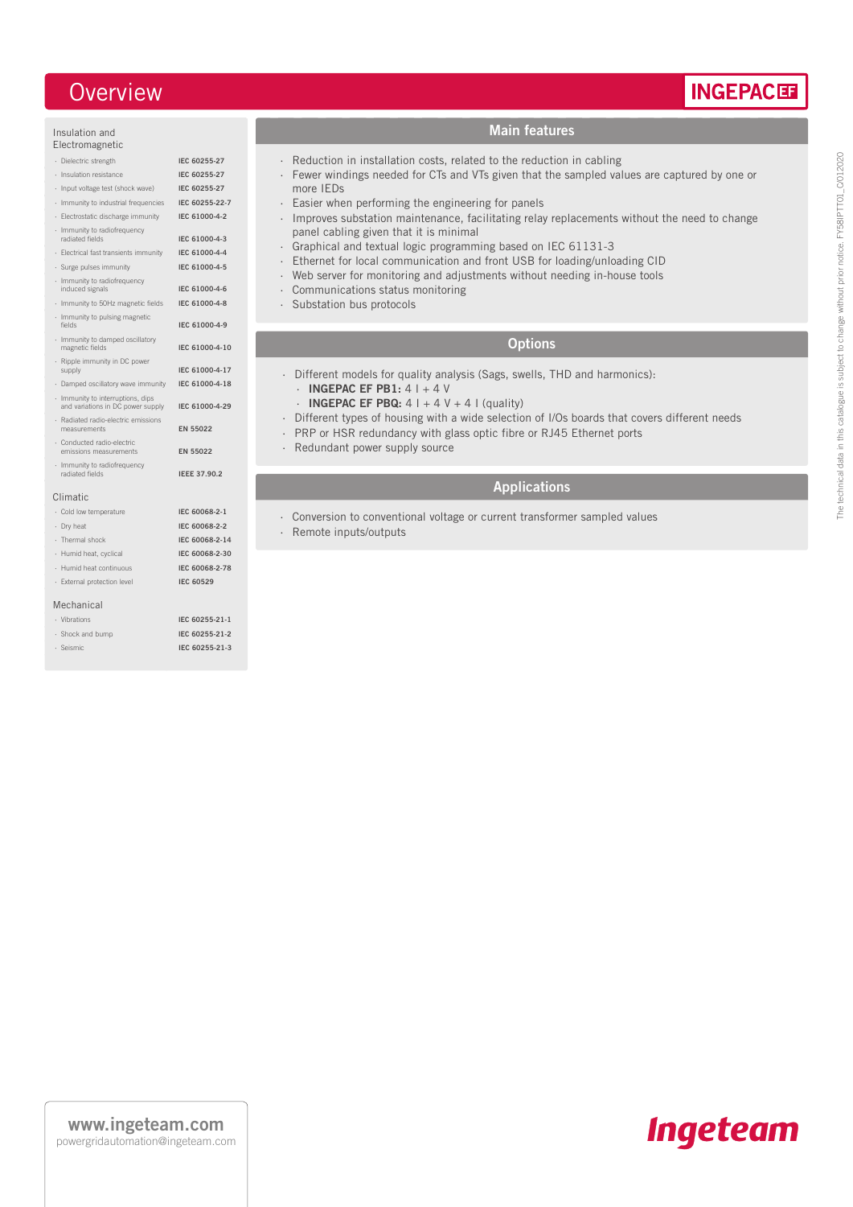# Overview

INGEPAC EF

## Insulation and Electromagnetic

| | |
|---|---|
| Dielectric strength | IEC 60255-27 |
| Insulation resistance | IEC 60255-27 |
| Input voltage test (shock wave) | IEC 60255-27 |
| Immunity to industrial frequencies | IEC 60255-22-7 |
| Electrostatic discharge immunity | IEC 61000-4-2 |
| Immunity to radiofrequency radiated fields | IEC 61000-4-3 |
| Electrical fast transients immunity | IEC 61000-4-4 |
| Surge pulses immunity | IEC 61000-4-5 |
| Immunity to radiofrequency induced signals | IEC 61000-4-6 |
| Immunity to 50Hz magnetic fields | IEC 61000-4-8 |
| Immunity to pulsing magnetic fields | IEC 61000-4-9 |
| Immunity to damped oscillatory magnetic fields | IEC 61000-4-10 |
| Ripple immunity in DC power supply | IEC 61000-4-17 |
| Damped oscillatory wave immunity | IEC 61000-4-18 |
| Immunity to interruptions, dips and variations in DC power supply | IEC 61000-4-29 |
| Radiated radio-electric emissions measurements | EN 55022 |
| Conducted radio-electric emissions measurements | EN 55022 |
| Immunity to radiofrequency radiated fields | IEEE 37.90.2 |

## Climatic

| | |
|---|---|
| Cold low temperature | IEC 60068-2-1 |
| Dry heat | IEC 60068-2-2 |
| Thermal shock | IEC 60068-2-14 |
| Humid heat, cyclical | IEC 60068-2-30 |
| Humid heat continuous | IEC 60068-2-78 |
| External protection level | IEC 60529 |

## Mechanical

| | |
|---|---|
| Vibrations | IEC 60255-21-1 |
| Shock and bump | IEC 60255-21-2 |
| Seismic | IEC 60255-21-3 |

## Main features

- Reduction in installation costs, related to the reduction in cabling
- Fewer windings needed for CTs and VTs given that the sampled values are captured by one or more IEDs
- Easier when performing the engineering for panels
- Improves substation maintenance, facilitating relay replacements without the need to change panel cabling given that it is minimal
- Graphical and textual logic programming based on IEC 61131-3
- Ethernet for local communication and front USB for loading/unloading CID
- Web server for monitoring and adjustments without needing in-house tools
- Communications status monitoring
- Substation bus protocols

## Options

- Different models for quality analysis (Sags, swells, THD and harmonics):
  - **INGEPAC EF PB1:** 4 I + 4 V
  - **INGEPAC EF PBQ:** 4 I + 4 V + 4 I (quality)
- Different types of housing with a wide selection of I/Os boards that covers different needs
- PRP or HSR redundancy with glass optic fibre or RJ45 Ethernet ports
- Redundant power supply source

## Applications

- Conversion to conventional voltage or current transformer sampled values
- Remote inputs/outputs

The technical data in this catalogue is subject to change without prior notice. FY58IPTT01_C012020

**www.ingeteam.com**
powergridautomation@ingeteam.com

Ingeteam